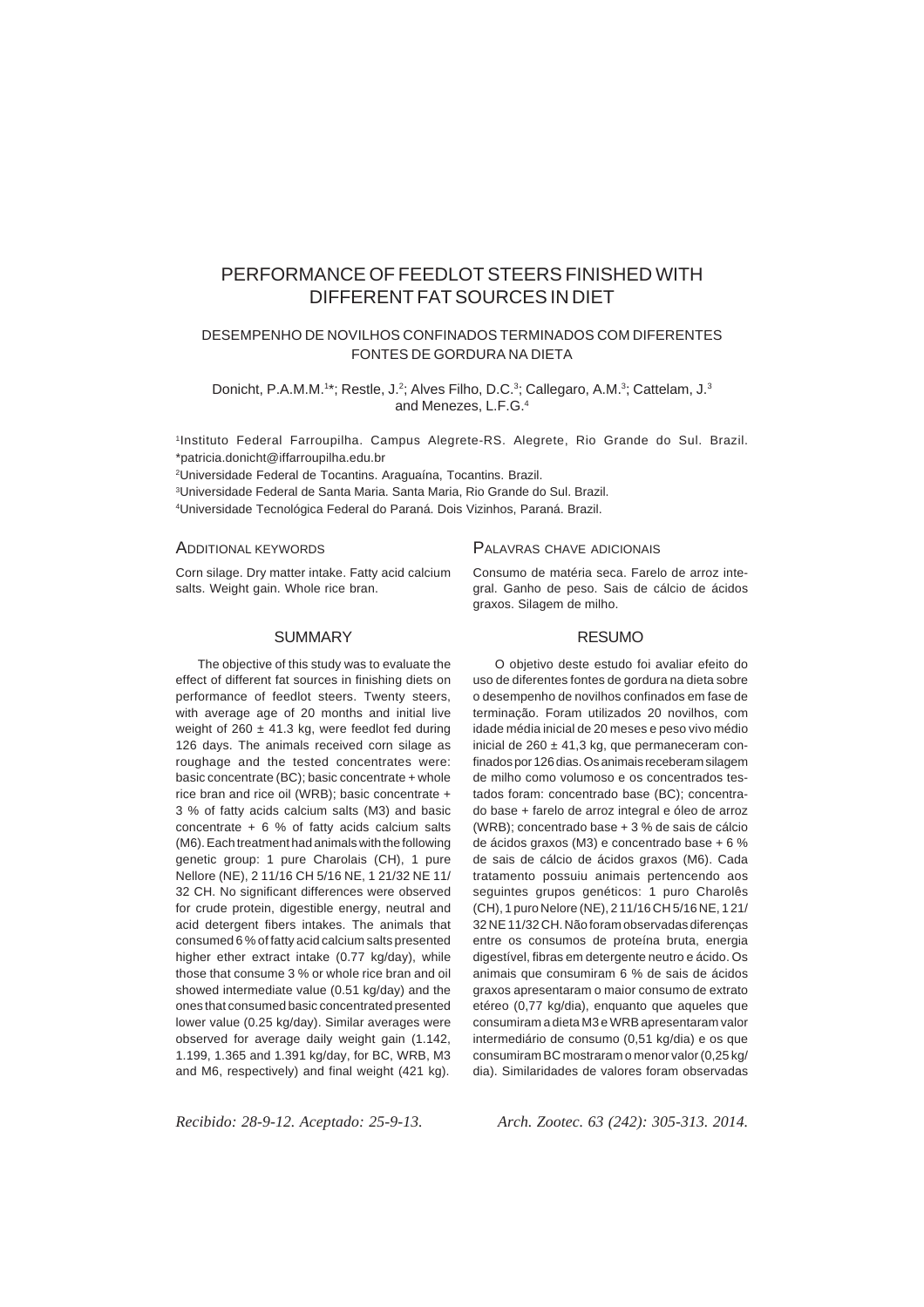# PERFORMANCE OF FEEDLOT STEERS FINISHED WITH DIFFERENT FAT SOURCES IN DIET

## DESEMPENHO DE NOVILHOS CONFINADOS TERMINADOS COM DIFERENTES FONTES DE GORDURA NA DIETA

Donicht, P.A.M.M.[1]*; Restle, J.[2]; Alves Filho, D.C.[3]; Callegaro, A.M.[3]; Cattelam, J.[3] and Menezes, L.F.G.[4]

[1]Instituto Federal Farroupilha. Campus Alegrete-RS. Alegrete, Rio Grande do Sul. Brazil. *patricia.donicht@iffarroupilha.edu.br

[2]Universidade Federal de Tocantins. Araguaína, Tocantins. Brazil.

[3]Universidade Federal de Santa Maria. Santa Maria, Rio Grande do Sul. Brazil.

[4]Universidade Tecnológica Federal do Paraná. Dois Vizinhos, Paraná. Brazil.

### ADDITIONAL KEYWORDS

Corn silage. Dry matter intake. Fatty acid calcium salts. Weight gain. Whole rice bran.

### SUMMARY

The objective of this study was to evaluate the effect of different fat sources in finishing diets on performance of feedlot steers. Twenty steers, with average age of 20 months and initial live weight of 260 ± 41.3 kg, were feedlot fed during 126 days. The animals received corn silage as roughage and the tested concentrates were: basic concentrate (BC); basic concentrate + whole rice bran and rice oil (WRB); basic concentrate + 3 % of fatty acids calcium salts (M3) and basic concentrate + 6 % of fatty acids calcium salts (M6). Each treatment had animals with the following genetic group: 1 pure Charolais (CH), 1 pure Nellore (NE), 2 11/16 CH 5/16 NE, 1 21/32 NE 11/32 CH. No significant differences were observed for crude protein, digestible energy, neutral and acid detergent fibers intakes. The animals that consumed 6 % of fatty acid calcium salts presented higher ether extract intake (0.77 kg/day), while those that consume 3 % or whole rice bran and oil showed intermediate value (0.51 kg/day) and the ones that consumed basic concentrated presented lower value (0.25 kg/day). Similar averages were observed for average daily weight gain (1.142, 1.199, 1.365 and 1.391 kg/day, for BC, WRB, M3 and M6, respectively) and final weight (421 kg).

### PALAVRAS CHAVE ADICIONAIS

Consumo de matéria seca. Farelo de arroz integral. Ganho de peso. Sais de cálcio de ácidos graxos. Silagem de milho.

### RESUMO

O objetivo deste estudo foi avaliar efeito do uso de diferentes fontes de gordura na dieta sobre o desempenho de novilhos confinados em fase de terminação. Foram utilizados 20 novilhos, com idade média inicial de 20 meses e peso vivo médio inicial de 260 ± 41,3 kg, que permaneceram confinados por 126 dias. Os animais receberam silagem de milho como volumoso e os concentrados testados foram: concentrado base (BC); concentrado base + farelo de arroz integral e óleo de arroz (WRB); concentrado base + 3 % de sais de cálcio de ácidos graxos (M3) e concentrado base + 6 % de sais de cálcio de ácidos graxos (M6). Cada tratamento possuiu animais pertencendo aos seguintes grupos genéticos: 1 puro Charolês (CH), 1 puro Nelore (NE), 2 11/16 CH 5/16 NE, 1 21/32 NE 11/32 CH. Não foram observadas diferenças entre os consumos de proteína bruta, energia digestível, fibras em detergente neutro e ácido. Os animais que consumiram 6 % de sais de ácidos graxos apresentaram o maior consumo de extrato etéreo (0,77 kg/dia), enquanto que aqueles que consumiram a dieta M3 e WRB apresentaram valor intermediário de consumo (0,51 kg/dia) e os que consumiram BC mostraram o menor valor (0,25 kg/dia). Similaridades de valores foram observadas

*Recibido: 28-9-12. Aceptado: 25-9-13.*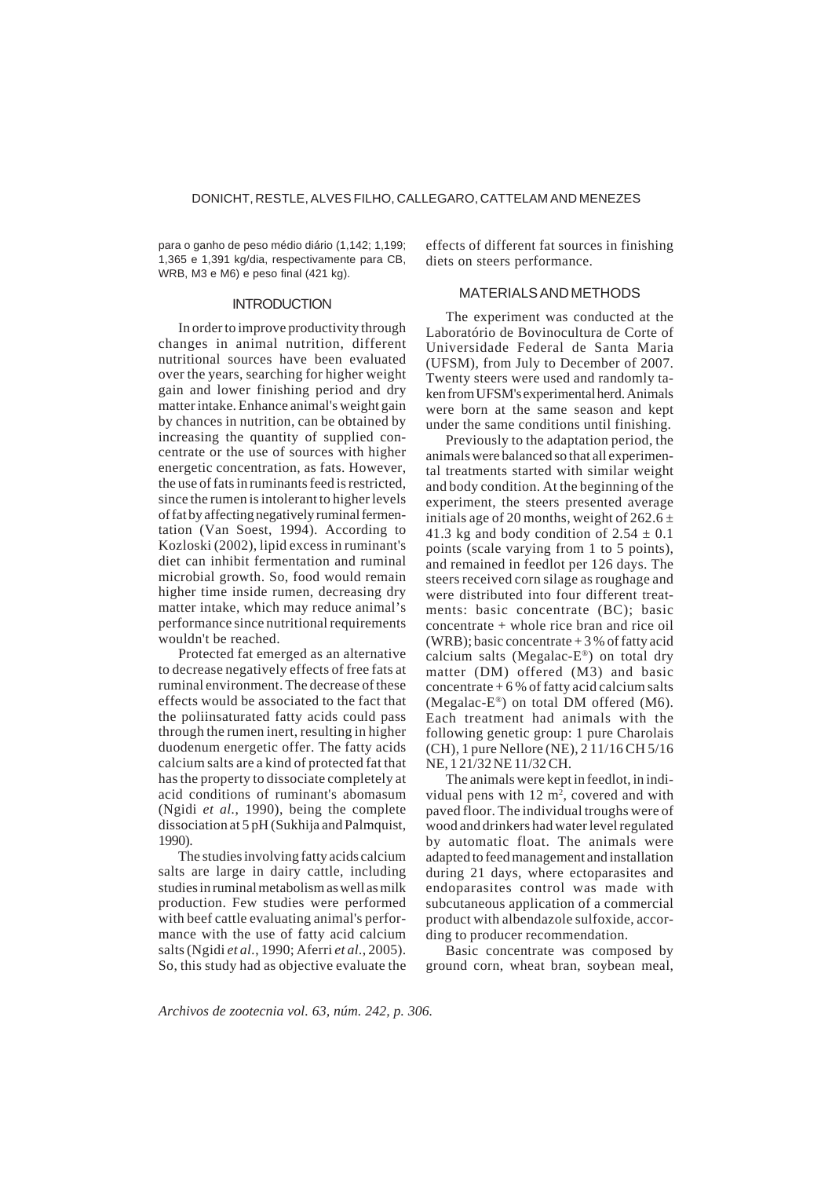para o ganho de peso médio diário (1,142; 1,199; 1,365 e 1,391 kg/dia, respectivamente para CB, WRB, M3 e M6) e peso final (421 kg).

## INTRODUCTION

In order to improve productivity through changes in animal nutrition, different nutritional sources have been evaluated over the years, searching for higher weight gain and lower finishing period and dry matter intake. Enhance animal's weight gain by chances in nutrition, can be obtained by increasing the quantity of supplied concentrate or the use of sources with higher energetic concentration, as fats. However, the use of fats in ruminants feed is restricted, since the rumen is intolerant to higher levels of fat by affecting negatively ruminal fermentation (Van Soest, 1994). According to Kozloski (2002), lipid excess in ruminant's diet can inhibit fermentation and ruminal microbial growth. So, food would remain higher time inside rumen, decreasing dry matter intake, which may reduce animal's performance since nutritional requirements wouldn't be reached.

Protected fat emerged as an alternative to decrease negatively effects of free fats at ruminal environment. The decrease of these effects would be associated to the fact that the poliinsaturated fatty acids could pass through the rumen inert, resulting in higher duodenum energetic offer. The fatty acids calcium salts are a kind of protected fat that has the property to dissociate completely at acid conditions of ruminant's abomasum (Ngidi *et al.*, 1990), being the complete dissociation at 5 pH (Sukhija and Palmquist, 1990).

The studies involving fatty acids calcium salts are large in dairy cattle, including studies in ruminal metabolism as well as milk production. Few studies were performed with beef cattle evaluating animal's performance with the use of fatty acid calcium salts (Ngidi *et al.*, 1990; Aferri *et al.*, 2005). So, this study had as objective evaluate the effects of different fat sources in finishing diets on steers performance.

## MATERIALS AND METHODS

The experiment was conducted at the Laboratório de Bovinocultura de Corte of Universidade Federal de Santa Maria (UFSM), from July to December of 2007. Twenty steers were used and randomly taken from UFSM's experimental herd. Animals were born at the same season and kept under the same conditions until finishing.

Previously to the adaptation period, the animals were balanced so that all experimental treatments started with similar weight and body condition. At the beginning of the experiment, the steers presented average initials age of 20 months, weight of 262.6 ± 41.3 kg and body condition of 2.54 ± 0.1 points (scale varying from 1 to 5 points), and remained in feedlot per 126 days. The steers received corn silage as roughage and were distributed into four different treatments: basic concentrate (BC); basic concentrate + whole rice bran and rice oil (WRB); basic concentrate + 3 % of fatty acid calcium salts (Megalac-E®) on total dry matter (DM) offered (M3) and basic concentrate + 6 % of fatty acid calcium salts (Megalac-E®) on total DM offered (M6). Each treatment had animals with the following genetic group: 1 pure Charolais (CH), 1 pure Nellore (NE), 2 11/16 CH 5/16 NE, 1 21/32 NE 11/32 CH.

The animals were kept in feedlot, in individual pens with 12 $m^2$, covered and with paved floor. The individual troughs were of wood and drinkers had water level regulated by automatic float. The animals were adapted to feed management and installation during 21 days, where ectoparasites and endoparasites control was made with subcutaneous application of a commercial product with albendazole sulfoxide, according to producer recommendation.

Basic concentrate was composed by ground corn, wheat bran, soybean meal,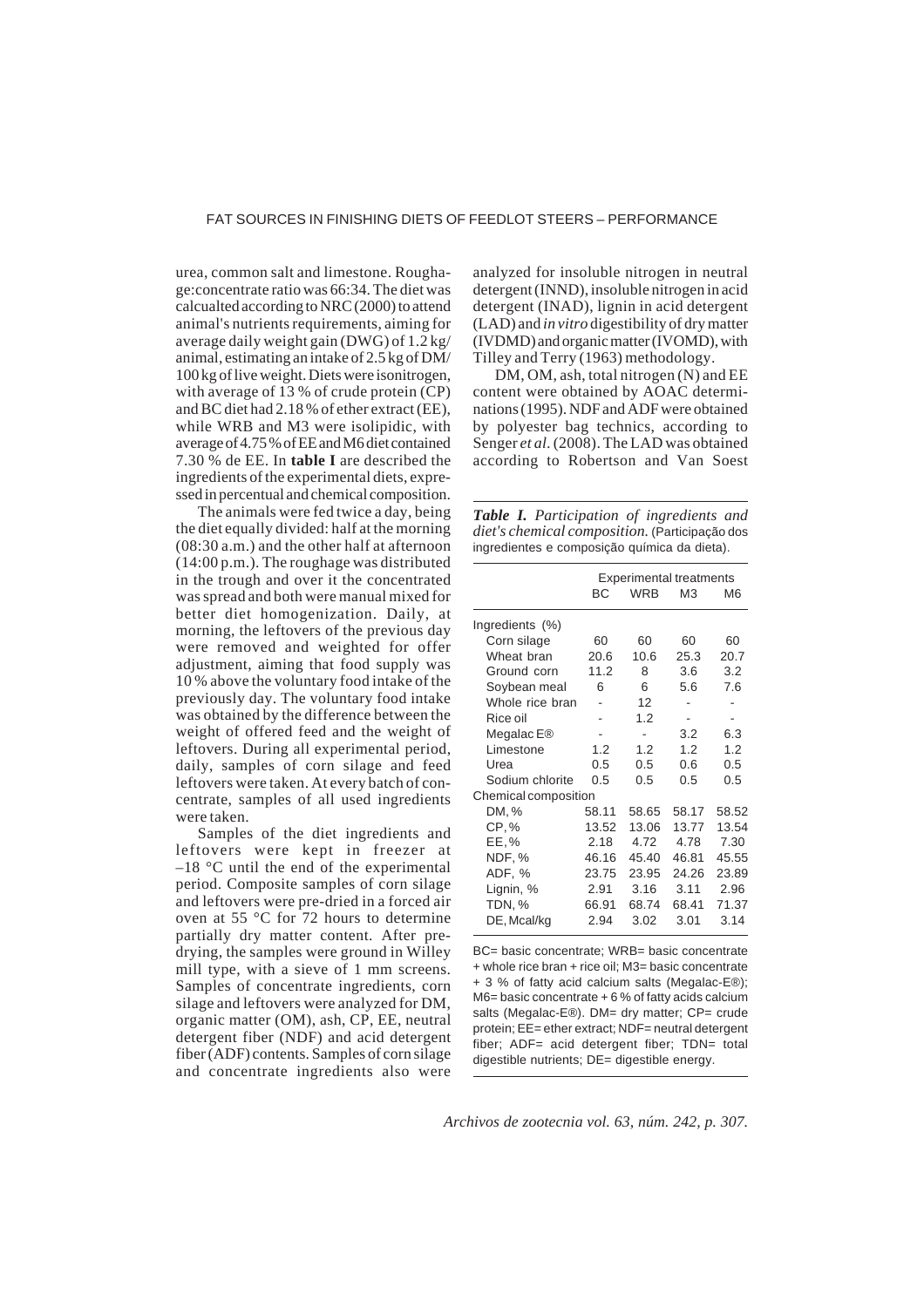urea, common salt and limestone. Roughage:concentrate ratio was 66:34. The diet was calcualted according to NRC (2000) to attend animal's nutrients requirements, aiming for average daily weight gain (DWG) of 1.2 kg/animal, estimating an intake of 2.5 kg of DM/100 kg of live weight. Diets were isonitrogen, with average of 13 % of crude protein (CP) and BC diet had 2.18 % of ether extract (EE), while WRB and M3 were isolipidic, with average of 4.75 % of EE and M6 diet contained 7.30 % de EE. In **table I** are described the ingredients of the experimental diets, expressed in percentual and chemical composition.

The animals were fed twice a day, being the diet equally divided: half at the morning (08:30 a.m.) and the other half at afternoon (14:00 p.m.). The roughage was distributed in the trough and over it the concentrated was spread and both were manual mixed for better diet homogenization. Daily, at morning, the leftovers of the previous day were removed and weighted for offer adjustment, aiming that food supply was 10 % above the voluntary food intake of the previously day. The voluntary food intake was obtained by the difference between the weight of offered feed and the weight of leftovers. During all experimental period, daily, samples of corn silage and feed leftovers were taken. At every batch of concentrate, samples of all used ingredients were taken.

Samples of the diet ingredients and leftovers were kept in freezer at –18 °C until the end of the experimental period. Composite samples of corn silage and leftovers were pre-dried in a forced air oven at 55 °C for 72 hours to determine partially dry matter content. After predrying, the samples were ground in Willey mill type, with a sieve of 1 mm screens. Samples of concentrate ingredients, corn silage and leftovers were analyzed for DM, organic matter (OM), ash, CP, EE, neutral detergent fiber (NDF) and acid detergent fiber (ADF) contents. Samples of corn silage and concentrate ingredients also were analyzed for insoluble nitrogen in neutral detergent (INND), insoluble nitrogen in acid detergent (INAD), lignin in acid detergent (LAD) and *in vitro* digestibility of dry matter (IVDMD) and organic matter (IVOMD), with Tilley and Terry (1963) methodology.

DM, OM, ash, total nitrogen (N) and EE content were obtained by AOAC determinations (1995). NDF and ADF were obtained by polyester bag technics, according to Senger *et al*. (2008). The LAD was obtained according to Robertson and Van Soest

***Table I.*** *Participation of ingredients and diet's chemical composition.* (Participação dos ingredientes e composição química da dieta).

| | Experimental treatments | | | |
|---|---|---|---|---|
| | BC | WRB | M3 | M6 |
| Ingredients (%) | | | | |
| Corn silage | 60 | 60 | 60 | 60 |
| Wheat bran | 20.6 | 10.6 | 25.3 | 20.7 |
| Ground corn | 11.2 | 8 | 3.6 | 3.2 |
| Soybean meal | 6 | 6 | 5.6 | 7.6 |
| Whole rice bran | - | 12 | - | - |
| Rice oil | - | 1.2 | - | - |
| Megalac E® | - | - | 3.2 | 6.3 |
| Limestone | 1.2 | 1.2 | 1.2 | 1.2 |
| Urea | 0.5 | 0.5 | 0.6 | 0.5 |
| Sodium chlorite | 0.5 | 0.5 | 0.5 | 0.5 |
| Chemical composition | | | | |
| DM, % | 58.11 | 58.65 | 58.17 | 58.52 |
| CP, % | 13.52 | 13.06 | 13.77 | 13.54 |
| EE, % | 2.18 | 4.72 | 4.78 | 7.30 |
| NDF, % | 46.16 | 45.40 | 46.81 | 45.55 |
| ADF, % | 23.75 | 23.95 | 24.26 | 23.89 |
| Lignin, % | 2.91 | 3.16 | 3.11 | 2.96 |
| TDN, % | 66.91 | 68.74 | 68.41 | 71.37 |
| DE, Mcal/kg | 2.94 | 3.02 | 3.01 | 3.14 |

BC= basic concentrate; WRB= basic concentrate + whole rice bran + rice oil; M3= basic concentrate + 3 % of fatty acid calcium salts (Megalac-E®); M6= basic concentrate + 6 % of fatty acids calcium salts (Megalac-E®). DM= dry matter; CP= crude protein; EE= ether extract; NDF= neutral detergent fiber; ADF= acid detergent fiber; TDN= total digestible nutrients; DE= digestible energy.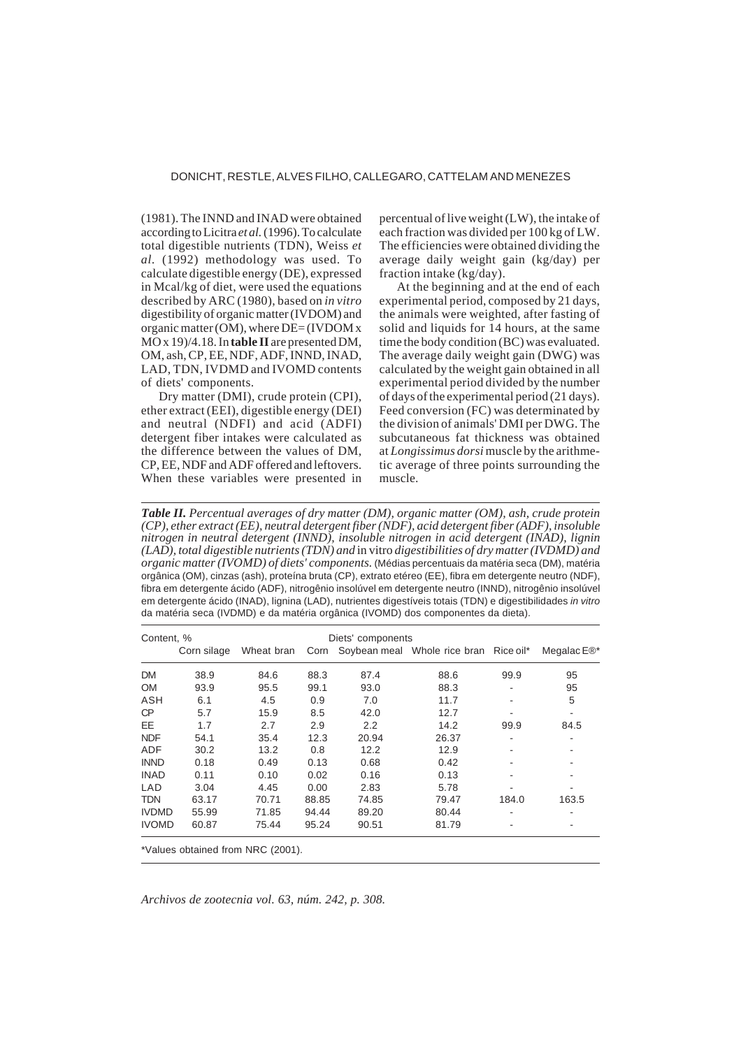(1981). The INND and INAD were obtained according to Licitra *et al.* (1996). To calculate total digestible nutrients (TDN), Weiss *et al*. (1992) methodology was used. To calculate digestible energy (DE), expressed in Mcal/kg of diet, were used the equations described by ARC (1980), based on *in vitro* digestibility of organic matter (IVDOM) and organic matter (OM), where DE= (IVDOM x MO x 19)/4.18. In **table II** are presented DM, OM, ash, CP, EE, NDF, ADF, INND, INAD, LAD, TDN, IVDMD and IVOMD contents of diets' components.

Dry matter (DMI), crude protein (CPI), ether extract (EEI), digestible energy (DEI) and neutral (NDFI) and acid (ADFI) detergent fiber intakes were calculated as the difference between the values of DM, CP, EE, NDF and ADF offered and leftovers. When these variables were presented in percentual of live weight (LW), the intake of each fraction was divided per 100 kg of LW. The efficiencies were obtained dividing the average daily weight gain (kg/day) per fraction intake (kg/day).

At the beginning and at the end of each experimental period, composed by 21 days, the animals were weighted, after fasting of solid and liquids for 14 hours, at the same time the body condition (BC) was evaluated. The average daily weight gain (DWG) was calculated by the weight gain obtained in all experimental period divided by the number of days of the experimental period (21 days). Feed conversion (FC) was determinated by the division of animals' DMI per DWG. The subcutaneous fat thickness was obtained at *Longissimus dorsi* muscle by the arithmetic average of three points surrounding the muscle.

***Table II.*** *Percentual averages of dry matter (DM), organic matter (OM), ash, crude protein (CP), ether extract (EE), neutral detergent fiber (NDF), acid detergent fiber (ADF), insoluble nitrogen in neutral detergent (INND), insoluble nitrogen in acid detergent (INAD), lignin (LAD), total digestible nutrients (TDN) and* in vitro *digestibilities of dry matter (IVDMD) and organic matter (IVOMD) of diets' components.* (Médias percentuais da matéria seca (DM), matéria orgânica (OM), cinzas (ash), proteína bruta (CP), extrato etéreo (EE), fibra em detergente neutro (NDF), fibra em detergente ácido (ADF), nitrogênio insolúvel em detergente neutro (INND), nitrogênio insolúvel em detergente ácido (INAD), lignina (LAD), nutrientes digestíveis totais (TDN) e digestibilidades *in vitro* da matéria seca (IVDMD) e da matéria orgânica (IVOMD) dos componentes da dieta).

| Content, % | Diets' components | | | | | | |
|---|---|---|---|---|---|---|---|
| | Corn silage | Wheat bran | Corn | Soybean meal | Whole rice bran | Rice oil* | Megalac E®* |
| DM | 38.9 | 84.6 | 88.3 | 87.4 | 88.6 | 99.9 | 95 |
| OM | 93.9 | 95.5 | 99.1 | 93.0 | 88.3 | - | 95 |
| ASH | 6.1 | 4.5 | 0.9 | 7.0 | 11.7 | - | 5 |
| CP | 5.7 | 15.9 | 8.5 | 42.0 | 12.7 | - | - |
| EE | 1.7 | 2.7 | 2.9 | 2.2 | 14.2 | 99.9 | 84.5 |
| NDF | 54.1 | 35.4 | 12.3 | 20.94 | 26.37 | - | - |
| ADF | 30.2 | 13.2 | 0.8 | 12.2 | 12.9 | - | - |
| INND | 0.18 | 0.49 | 0.13 | 0.68 | 0.42 | - | - |
| INAD | 0.11 | 0.10 | 0.02 | 0.16 | 0.13 | - | - |
| LAD | 3.04 | 4.45 | 0.00 | 2.83 | 5.78 | - | - |
| TDN | 63.17 | 70.71 | 88.85 | 74.85 | 79.47 | 184.0 | 163.5 |
| IVDMD | 55.99 | 71.85 | 94.44 | 89.20 | 80.44 | - | - |
| IVOMD | 60.87 | 75.44 | 95.24 | 90.51 | 81.79 | - | - |

*Values obtained from NRC (2001).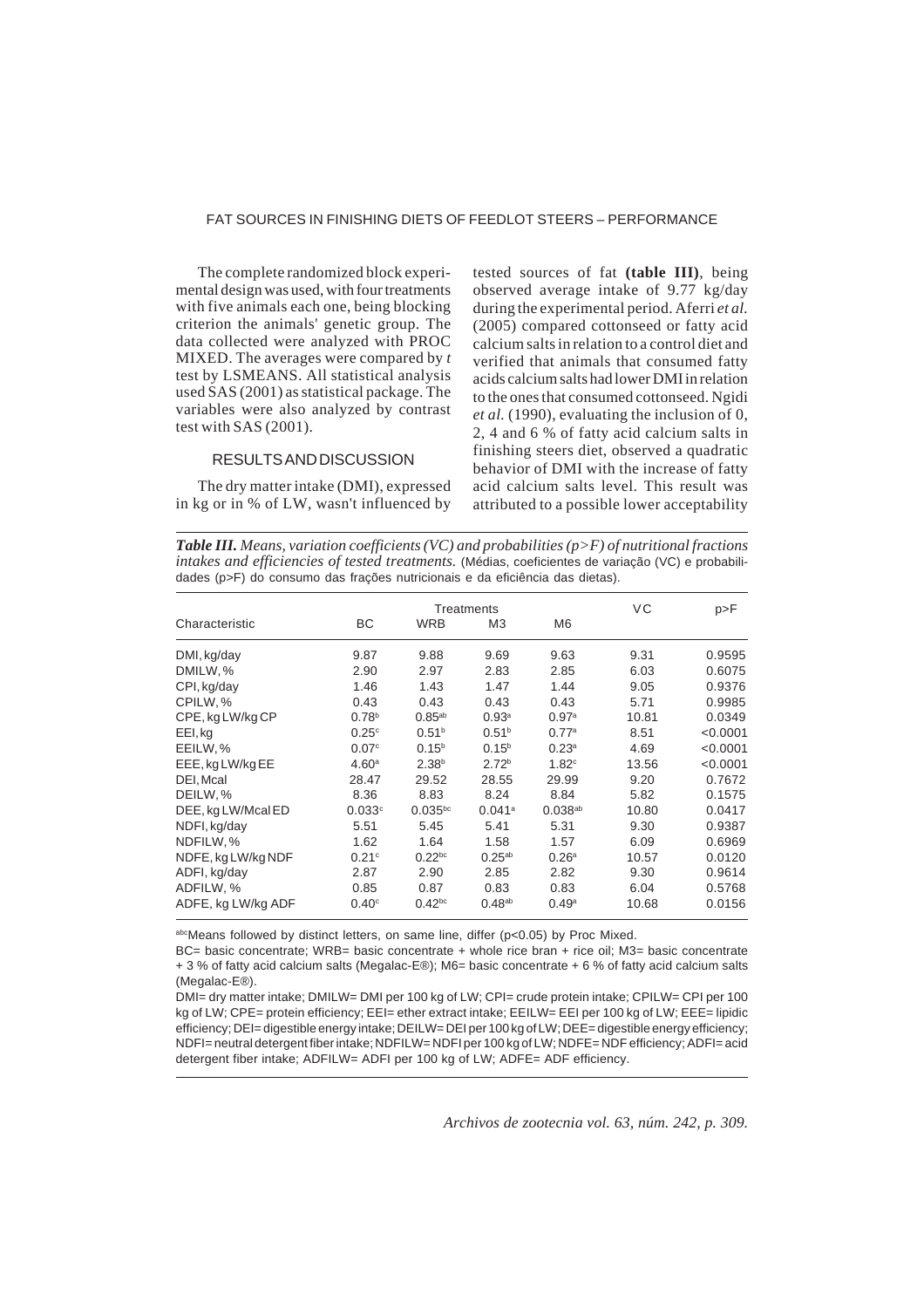The complete randomized block experimental design was used, with four treatments with five animals each one, being blocking criterion the animals' genetic group. The data collected were analyzed with PROC MIXED. The averages were compared by *t* test by LSMEANS. All statistical analysis used SAS (2001) as statistical package. The variables were also analyzed by contrast test with SAS (2001).

## RESULTS AND DISCUSSION

The dry matter intake (DMI), expressed in kg or in % of LW, wasn't influenced by tested sources of fat **(table III)**, being observed average intake of 9.77 kg/day during the experimental period. Aferri *et al.* (2005) compared cottonseed or fatty acid calcium salts in relation to a control diet and verified that animals that consumed fatty acids calcium salts had lower DMI in relation to the ones that consumed cottonseed. Ngidi *et al.* (1990), evaluating the inclusion of 0, 2, 4 and 6 % of fatty acid calcium salts in finishing steers diet, observed a quadratic behavior of DMI with the increase of fatty acid calcium salts level. This result was attributed to a possible lower acceptability

***Table III.*** *Means, variation coefficients (VC) and probabilities (p>F) of nutritional fractions intakes and efficiencies of tested treatments.* (Médias, coeficientes de variação (VC) e probabilidades (p>F) do consumo das frações nutricionais e da eficiência das dietas).

| Characteristic | Treatments | | | | VC | p>F |
|---|---|---|---|---|---|---|
| | BC | WRB | M3 | M6 | | |
| DMI, kg/day | 9.87 | 9.88 | 9.69 | 9.63 | 9.31 | 0.9595 |
| DMILW, % | 2.90 | 2.97 | 2.83 | 2.85 | 6.03 | 0.6075 |
| CPI, kg/day | 1.46 | 1.43 | 1.47 | 1.44 | 9.05 | 0.9376 |
| CPILW, % | 0.43 | 0.43 | 0.43 | 0.43 | 5.71 | 0.9985 |
| CPE, kg LW/kg CP | 0.78[b] | 0.85[ab] | 0.93[a] | 0.97[a] | 10.81 | 0.0349 |
| EEI, kg | 0.25[c] | 0.51[b] | 0.51[b] | 0.77[a] | 8.51 | <0.0001 |
| EEILW, % | 0.07[c] | 0.15[b] | 0.15[b] | 0.23[a] | 4.69 | <0.0001 |
| EEE, kg LW/kg EE | 4.60[a] | 2.38[b] | 2.72[b] | 1.82[c] | 13.56 | <0.0001 |
| DEI, Mcal | 28.47 | 29.52 | 28.55 | 29.99 | 9.20 | 0.7672 |
| DEILW, % | 8.36 | 8.83 | 8.24 | 8.84 | 5.82 | 0.1575 |
| DEE, kg LW/Mcal ED | 0.033[c] | 0.035[bc] | 0.041[a] | 0.038[ab] | 10.80 | 0.0417 |
| NDFI, kg/day | 5.51 | 5.45 | 5.41 | 5.31 | 9.30 | 0.9387 |
| NDFILW, % | 1.62 | 1.64 | 1.58 | 1.57 | 6.09 | 0.6969 |
| NDFE, kg LW/kg NDF | 0.21[c] | 0.22[bc] | 0.25[ab] | 0.26[a] | 10.57 | 0.0120 |
| ADFI, kg/day | 2.87 | 2.90 | 2.85 | 2.82 | 9.30 | 0.9614 |
| ADFILW, % | 0.85 | 0.87 | 0.83 | 0.83 | 6.04 | 0.5768 |
| ADFE, kg LW/kg ADF | 0.40[c] | 0.42[bc] | 0.48[ab] | 0.49[a] | 10.68 | 0.0156 |

[abc]Means followed by distinct letters, on same line, differ ($p<0.05$) by Proc Mixed.

BC= basic concentrate; WRB= basic concentrate + whole rice bran + rice oil; M3= basic concentrate + 3 % of fatty acid calcium salts (Megalac-E®); M6= basic concentrate + 6 % of fatty acid calcium salts (Megalac-E®).

DMI= dry matter intake; DMILW= DMI per 100 kg of LW; CPI= crude protein intake; CPILW= CPI per 100 kg of LW; CPE= protein efficiency; EEI= ether extract intake; EEILW= EEI per 100 kg of LW; EEE= lipidic efficiency; DEI= digestible energy intake; DEILW= DEI per 100 kg of LW; DEE= digestible energy efficiency; NDFI= neutral detergent fiber intake; NDFILW= NDFI per 100 kg of LW; NDFE= NDF efficiency; ADFI= acid detergent fiber intake; ADFILW= ADFI per 100 kg of LW; ADFE= ADF efficiency.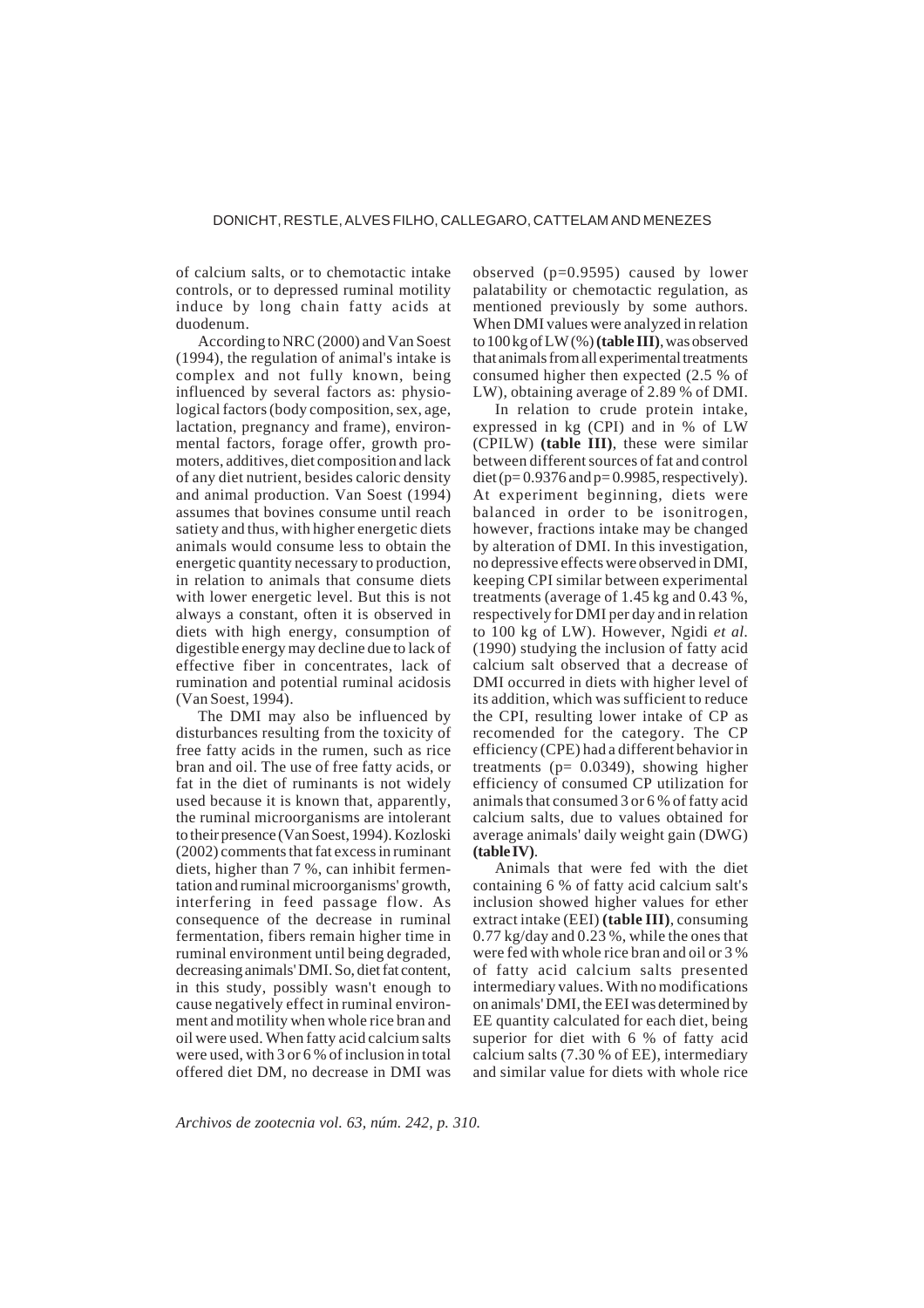of calcium salts, or to chemotactic intake controls, or to depressed ruminal motility induce by long chain fatty acids at duodenum.

According to NRC (2000) and Van Soest (1994), the regulation of animal's intake is complex and not fully known, being influenced by several factors as: physiological factors (body composition, sex, age, lactation, pregnancy and frame), environmental factors, forage offer, growth promoters, additives, diet composition and lack of any diet nutrient, besides caloric density and animal production. Van Soest (1994) assumes that bovines consume until reach satiety and thus, with higher energetic diets animals would consume less to obtain the energetic quantity necessary to production, in relation to animals that consume diets with lower energetic level. But this is not always a constant, often it is observed in diets with high energy, consumption of digestible energy may decline due to lack of effective fiber in concentrates, lack of rumination and potential ruminal acidosis (Van Soest, 1994).

The DMI may also be influenced by disturbances resulting from the toxicity of free fatty acids in the rumen, such as rice bran and oil. The use of free fatty acids, or fat in the diet of ruminants is not widely used because it is known that, apparently, the ruminal microorganisms are intolerant to their presence (Van Soest, 1994). Kozloski (2002) comments that fat excess in ruminant diets, higher than 7 %, can inhibit fermentation and ruminal microorganisms' growth, interfering in feed passage flow. As consequence of the decrease in ruminal fermentation, fibers remain higher time in ruminal environment until being degraded, decreasing animals' DMI. So, diet fat content, in this study, possibly wasn't enough to cause negatively effect in ruminal environment and motility when whole rice bran and oil were used. When fatty acid calcium salts were used, with 3 or 6 % of inclusion in total offered diet DM, no decrease in DMI was observed (p=0.9595) caused by lower palatability or chemotactic regulation, as mentioned previously by some authors. When DMI values were analyzed in relation to 100 kg of LW (%) **(table III)**, was observed that animals from all experimental treatments consumed higher then expected (2.5 % of LW), obtaining average of 2.89 % of DMI.

In relation to crude protein intake, expressed in kg (CPI) and in % of LW (CPILW) **(table III)**, these were similar between different sources of fat and control diet (p= 0.9376 and p= 0.9985, respectively). At experiment beginning, diets were balanced in order to be isonitrogen, however, fractions intake may be changed by alteration of DMI. In this investigation, no depressive effects were observed in DMI, keeping CPI similar between experimental treatments (average of 1.45 kg and 0.43 %, respectively for DMI per day and in relation to 100 kg of LW). However, Ngidi *et al.* (1990) studying the inclusion of fatty acid calcium salt observed that a decrease of DMI occurred in diets with higher level of its addition, which was sufficient to reduce the CPI, resulting lower intake of CP as recomended for the category. The CP efficiency (CPE) had a different behavior in treatments (p= 0.0349), showing higher efficiency of consumed CP utilization for animals that consumed 3 or 6 % of fatty acid calcium salts, due to values obtained for average animals' daily weight gain (DWG) **(table IV)**.

Animals that were fed with the diet containing 6 % of fatty acid calcium salt's inclusion showed higher values for ether extract intake (EEI) **(table III)**, consuming 0.77 kg/day and 0.23 %, while the ones that were fed with whole rice bran and oil or 3 % of fatty acid calcium salts presented intermediary values. With no modifications on animals' DMI, the EEI was determined by EE quantity calculated for each diet, being superior for diet with 6 % of fatty acid calcium salts (7.30 % of EE), intermediary and similar value for diets with whole rice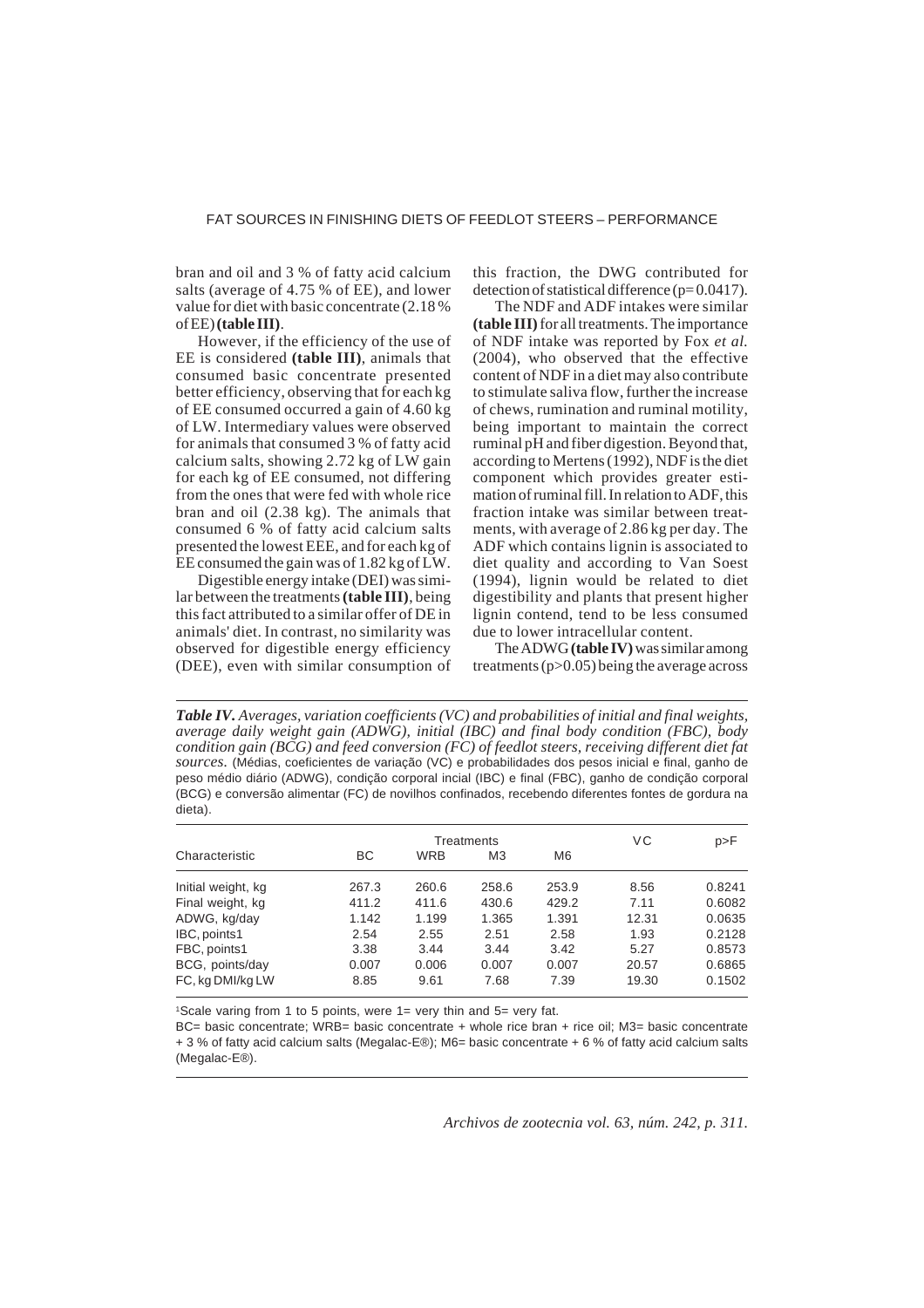bran and oil and 3 % of fatty acid calcium salts (average of 4.75 % of EE), and lower value for diet with basic concentrate (2.18 % of EE) **(table III)**.

However, if the efficiency of the use of EE is considered **(table III)**, animals that consumed basic concentrate presented better efficiency, observing that for each kg of EE consumed occurred a gain of 4.60 kg of LW. Intermediary values were observed for animals that consumed 3 % of fatty acid calcium salts, showing 2.72 kg of LW gain for each kg of EE consumed, not differing from the ones that were fed with whole rice bran and oil (2.38 kg). The animals that consumed 6 % of fatty acid calcium salts presented the lowest EEE, and for each kg of EE consumed the gain was of 1.82 kg of LW.

Digestible energy intake (DEI) was similar between the treatments **(table III)**, being this fact attributed to a similar offer of DE in animals' diet. In contrast, no similarity was observed for digestible energy efficiency (DEE), even with similar consumption of this fraction, the DWG contributed for detection of statistical difference ($p = 0.0417$).

The NDF and ADF intakes were similar **(table III)** for all treatments. The importance of NDF intake was reported by Fox *et al.* (2004), who observed that the effective content of NDF in a diet may also contribute to stimulate saliva flow, further the increase of chews, rumination and ruminal motility, being important to maintain the correct ruminal pH and fiber digestion. Beyond that, according to Mertens (1992), NDF is the diet component which provides greater estimation of ruminal fill. In relation to ADF, this fraction intake was similar between treatments, with average of 2.86 kg per day. The ADF which contains lignin is associated to diet quality and according to Van Soest (1994), lignin would be related to diet digestibility and plants that present higher lignin contend, tend to be less consumed due to lower intracellular content.

The ADWG **(table IV)** was similar among treatments ($p > 0.05$) being the average across

***Table IV.*** *Averages, variation coefficients (VC) and probabilities of initial and final weights, average daily weight gain (ADWG), initial (IBC) and final body condition (FBC), body condition gain (BCG) and feed conversion (FC) of feedlot steers, receiving different diet fat sources.* (Médias, coeficientes de variação (VC) e probabilidades dos pesos inicial e final, ganho de peso médio diário (ADWG), condição corporal incial (IBC) e final (FBC), ganho de condição corporal (BCG) e conversão alimentar (FC) de novilhos confinados, recebendo diferentes fontes de gordura na dieta).

| Characteristic | Treatments | | | | VC | p>F |
|---|---|---|---|---|---|---|
| | BC | WRB | M3 | M6 | | |
| Initial weight, kg | 267.3 | 260.6 | 258.6 | 253.9 | 8.56 | 0.8241 |
| Final weight, kg | 411.2 | 411.6 | 430.6 | 429.2 | 7.11 | 0.6082 |
| ADWG, kg/day | 1.142 | 1.199 | 1.365 | 1.391 | 12.31 | 0.0635 |
| IBC, points[1] | 2.54 | 2.55 | 2.51 | 2.58 | 1.93 | 0.2128 |
| FBC, points[1] | 3.38 | 3.44 | 3.44 | 3.42 | 5.27 | 0.8573 |
| BCG, points/day | 0.007 | 0.006 | 0.007 | 0.007 | 20.57 | 0.6865 |
| FC, kg DMI/kg LW | 8.85 | 9.61 | 7.68 | 7.39 | 19.30 | 0.1502 |

[1]Scale varing from 1 to 5 points, were 1= very thin and 5= very fat.

BC= basic concentrate; WRB= basic concentrate + whole rice bran + rice oil; M3= basic concentrate + 3 % of fatty acid calcium salts (Megalac-E®); M6= basic concentrate + 6 % of fatty acid calcium salts (Megalac-E®).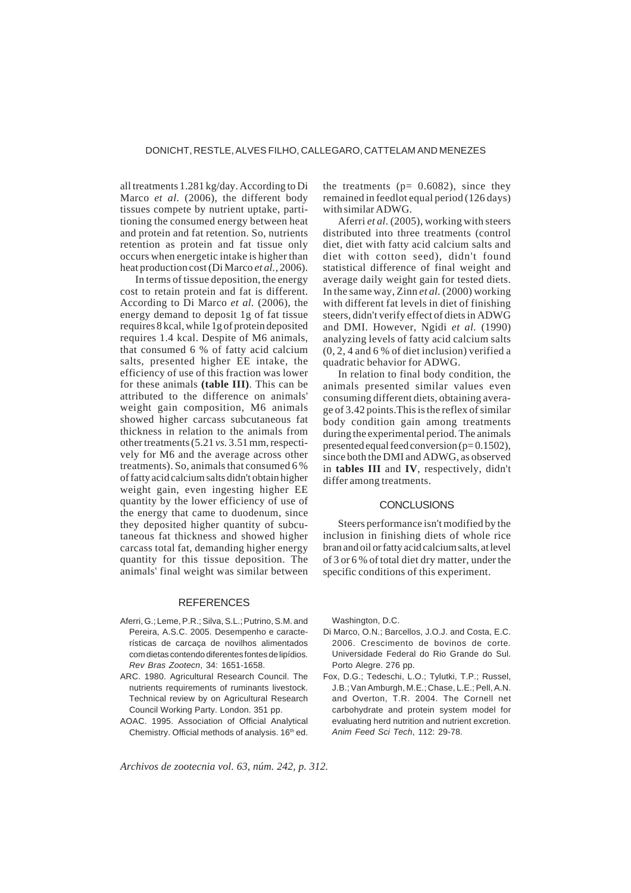all treatments 1.281 kg/day. According to Di Marco *et al.* (2006), the different body tissues compete by nutrient uptake, partitioning the consumed energy between heat and protein and fat retention. So, nutrients retention as protein and fat tissue only occurs when energetic intake is higher than heat production cost (Di Marco *et al.*, 2006).

In terms of tissue deposition, the energy cost to retain protein and fat is different. According to Di Marco *et al.* (2006), the energy demand to deposit 1g of fat tissue requires 8 kcal, while 1g of protein deposited requires 1.4 kcal. Despite of M6 animals, that consumed 6 % of fatty acid calcium salts, presented higher EE intake, the efficiency of use of this fraction was lower for these animals **(table III)**. This can be attributed to the difference on animals' weight gain composition, M6 animals showed higher carcass subcutaneous fat thickness in relation to the animals from other treatments (5.21 *vs.* 3.51 mm, respectively for M6 and the average across other treatments). So, animals that consumed 6 % of fatty acid calcium salts didn't obtain higher weight gain, even ingesting higher EE quantity by the lower efficiency of use of the energy that came to duodenum, since they deposited higher quantity of subcutaneous fat thickness and showed higher carcass total fat, demanding higher energy quantity for this tissue deposition. The animals' final weight was similar between the treatments (p= 0.6082), since they remained in feedlot equal period (126 days) with similar ADWG.

Aferri *et al.* (2005), working with steers distributed into three treatments (control diet, diet with fatty acid calcium salts and diet with cotton seed), didn't found statistical difference of final weight and average daily weight gain for tested diets. In the same way, Zinn *et al.* (2000) working with different fat levels in diet of finishing steers, didn't verify effect of diets in ADWG and DMI. However, Ngidi *et al.* (1990) analyzing levels of fatty acid calcium salts (0, 2, 4 and 6 % of diet inclusion) verified a quadratic behavior for ADWG.

In relation to final body condition, the animals presented similar values even consuming different diets, obtaining average of 3.42 points. This is the reflex of similar body condition gain among treatments during the experimental period. The animals presented equal feed conversion (p= 0.1502), since both the DMI and ADWG, as observed in **tables III** and **IV**, respectively, didn't differ among treatments.

## CONCLUSIONS

Steers performance isn't modified by the inclusion in finishing diets of whole rice bran and oil or fatty acid calcium salts, at level of 3 or 6 % of total diet dry matter, under the specific conditions of this experiment.

## REFERENCES

Aferri, G.; Leme, P.R.; Silva, S.L.; Putrino, S.M. and Pereira, A.S.C. 2005. Desempenho e características de carcaça de novilhos alimentados com dietas contendo diferentes fontes de lipídios. *Rev Bras Zootecn*, 34: 1651-1658.

ARC. 1980. Agricultural Research Council. The nutrients requirements of ruminants livestock. Technical review by on Agricultural Research Council Working Party. London. 351 pp.

AOAC. 1995. Association of Official Analytical Chemistry. Official methods of analysis. 16th ed. Washington, D.C.

Di Marco, O.N.; Barcellos, J.O.J. and Costa, E.C. 2006. Crescimento de bovinos de corte. Universidade Federal do Rio Grande do Sul. Porto Alegre. 276 pp.

Fox, D.G.; Tedeschi, L.O.; Tylutki, T.P.; Russel, J.B.; Van Amburgh, M.E.; Chase, L.E.; Pell, A.N. and Overton, T.R. 2004. The Cornell net carbohydrate and protein system model for evaluating herd nutrition and nutrient excretion. *Anim Feed Sci Tech*, 112: 29-78.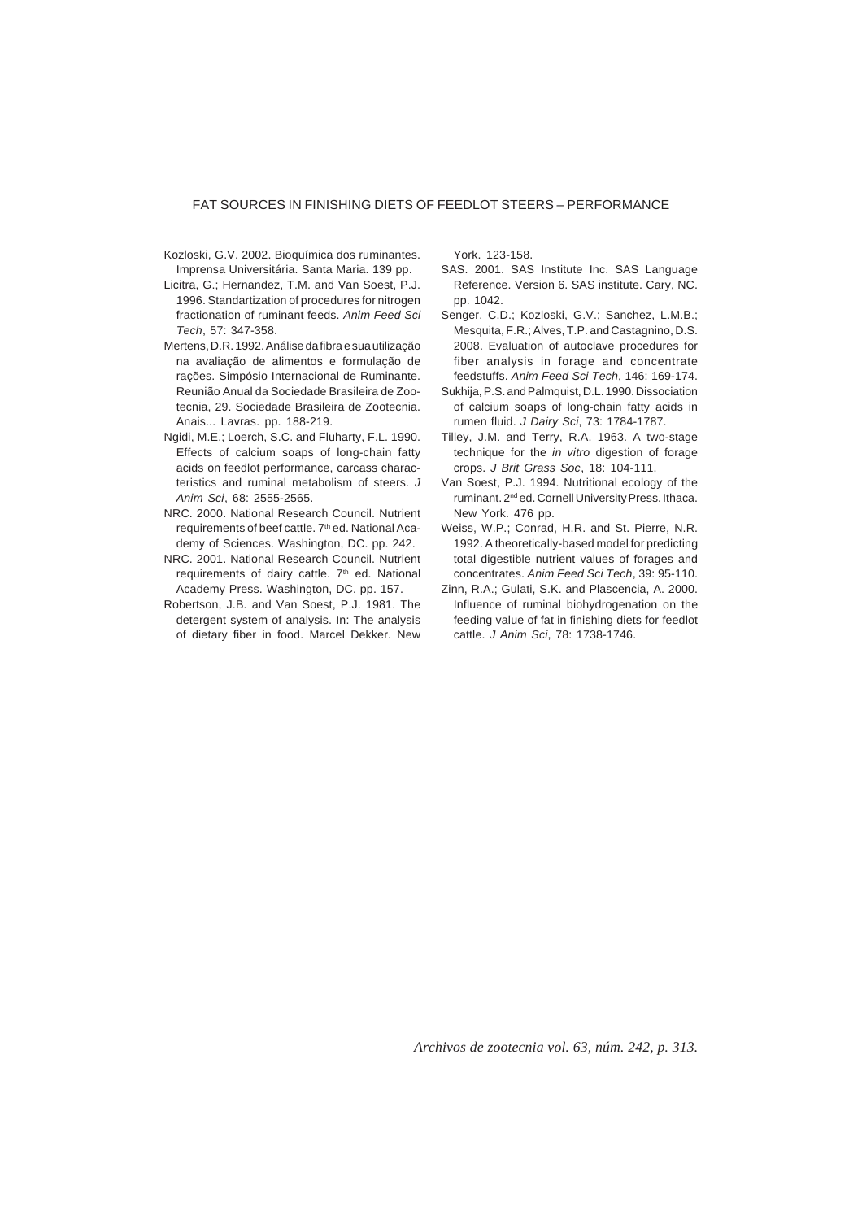Kozloski, G.V. 2002. Bioquímica dos ruminantes. Imprensa Universitária. Santa Maria. 139 pp.

Licitra, G.; Hernandez, T.M. and Van Soest, P.J. 1996. Standartization of procedures for nitrogen fractionation of ruminant feeds. *Anim Feed Sci Tech*, 57: 347-358.

Mertens, D.R. 1992. Análise da fibra e sua utilização na avaliação de alimentos e formulação de rações. Simpósio Internacional de Ruminante. Reunião Anual da Sociedade Brasileira de Zootecnia, 29. Sociedade Brasileira de Zootecnia. Anais... Lavras. pp. 188-219.

Ngidi, M.E.; Loerch, S.C. and Fluharty, F.L. 1990. Effects of calcium soaps of long-chain fatty acids on feedlot performance, carcass characteristics and ruminal metabolism of steers. *J Anim Sci*, 68: 2555-2565.

NRC. 2000. National Research Council. Nutrient requirements of beef cattle. 7th ed. National Academy of Sciences. Washington, DC. pp. 242.

NRC. 2001. National Research Council. Nutrient requirements of dairy cattle. 7th ed. National Academy Press. Washington, DC. pp. 157.

Robertson, J.B. and Van Soest, P.J. 1981. The detergent system of analysis. In: The analysis of dietary fiber in food. Marcel Dekker. New York. 123-158.

SAS. 2001. SAS Institute Inc. SAS Language Reference. Version 6. SAS institute. Cary, NC. pp. 1042.

Senger, C.D.; Kozloski, G.V.; Sanchez, L.M.B.; Mesquita, F.R.; Alves, T.P. and Castagnino, D.S. 2008. Evaluation of autoclave procedures for fiber analysis in forage and concentrate feedstuffs. *Anim Feed Sci Tech*, 146: 169-174.

Sukhija, P.S. and Palmquist, D.L. 1990. Dissociation of calcium soaps of long-chain fatty acids in rumen fluid. *J Dairy Sci*, 73: 1784-1787.

Tilley, J.M. and Terry, R.A. 1963. A two-stage technique for the *in vitro* digestion of forage crops. *J Brit Grass Soc*, 18: 104-111.

Van Soest, P.J. 1994. Nutritional ecology of the ruminant. 2nd ed. Cornell University Press. Ithaca. New York. 476 pp.

Weiss, W.P.; Conrad, H.R. and St. Pierre, N.R. 1992. A theoretically-based model for predicting total digestible nutrient values of forages and concentrates. *Anim Feed Sci Tech*, 39: 95-110.

Zinn, R.A.; Gulati, S.K. and Plascencia, A. 2000. Influence of ruminal biohydrogenation on the feeding value of fat in finishing diets for feedlot cattle. *J Anim Sci*, 78: 1738-1746.